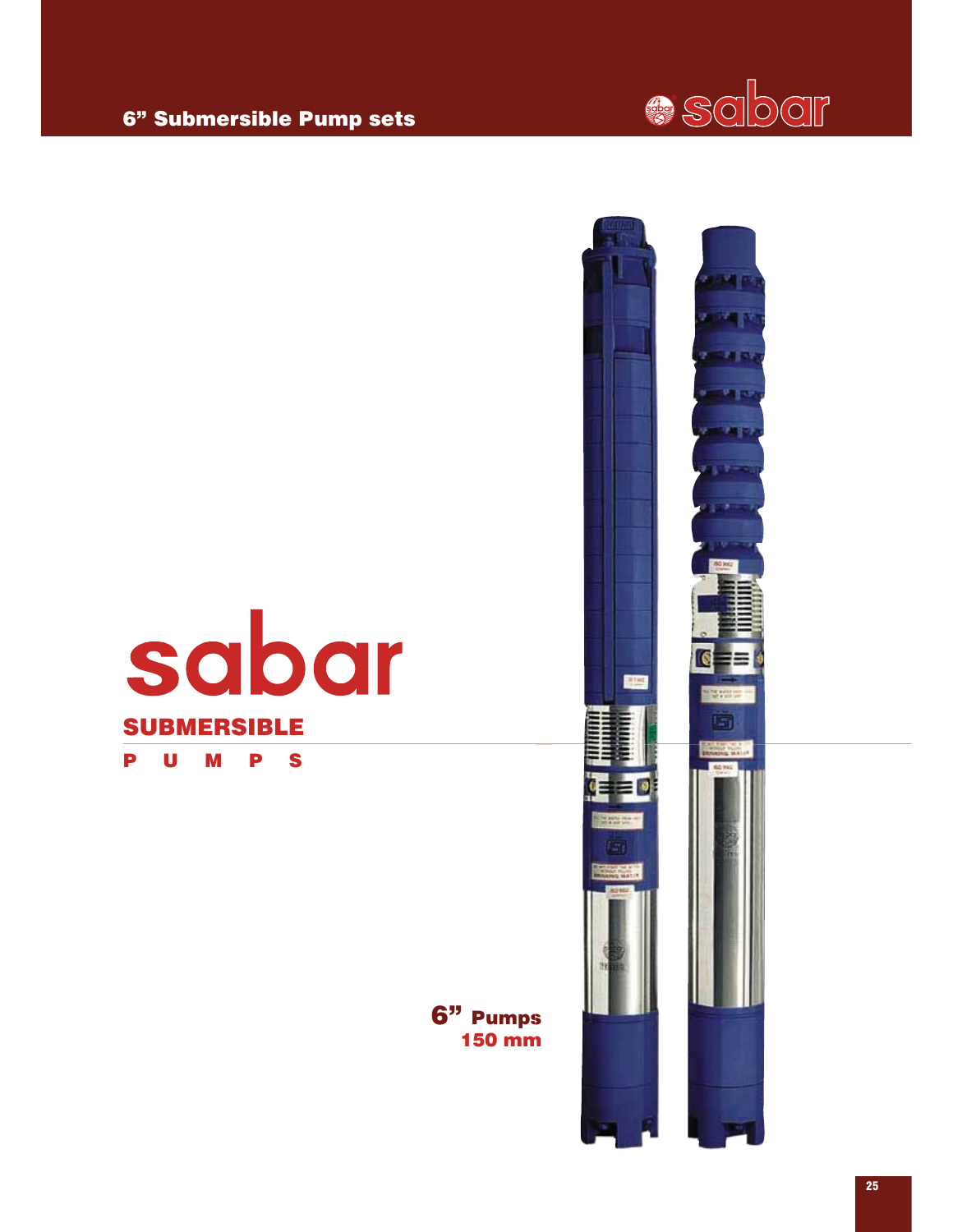# 6" Submersible Pump sets

# sabar

## SUBMERSIBLE

## P U M P S

**6" Pumps**
**150 mm**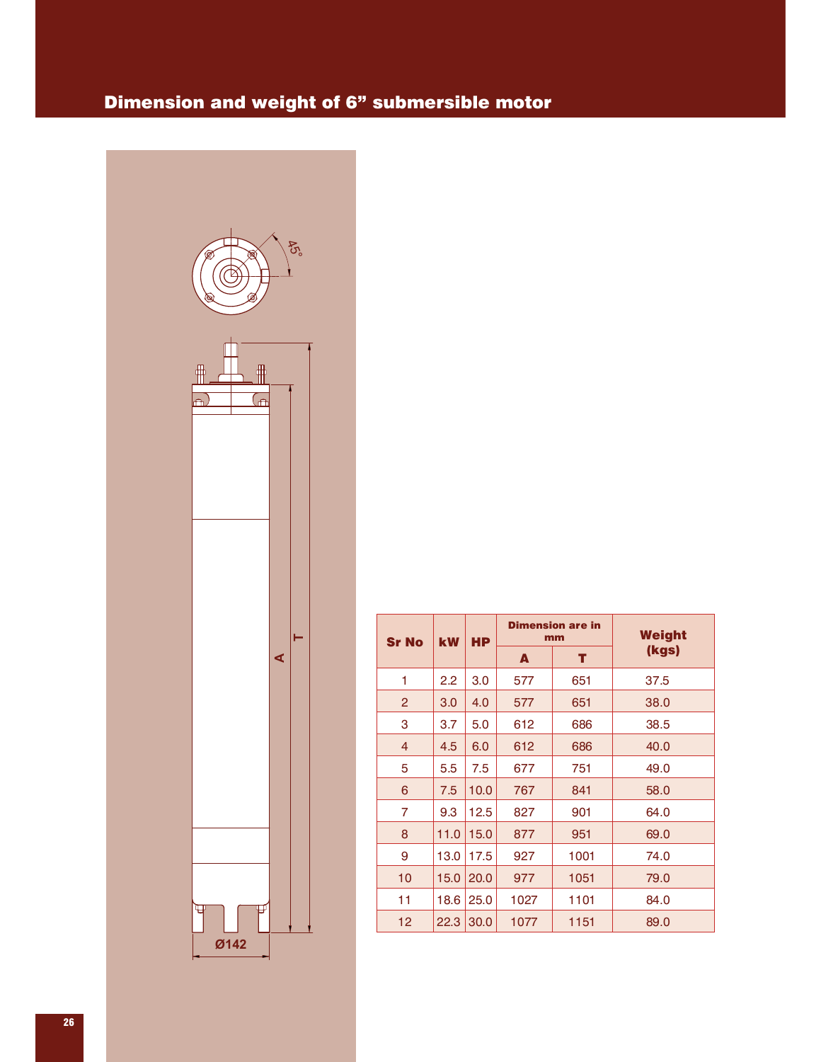# Dimension and weight of 6" submersible motor

| Sr No | kW | HP | Dimension are in mm | | Weight (kgs) |
|---|---|---|---|---|---|
| | | | A | T | |
| 1 | 2.2 | 3.0 | 577 | 651 | 37.5 |
| 2 | 3.0 | 4.0 | 577 | 651 | 38.0 |
| 3 | 3.7 | 5.0 | 612 | 686 | 38.5 |
| 4 | 4.5 | 6.0 | 612 | 686 | 40.0 |
| 5 | 5.5 | 7.5 | 677 | 751 | 49.0 |
| 6 | 7.5 | 10.0 | 767 | 841 | 58.0 |
| 7 | 9.3 | 12.5 | 827 | 901 | 64.0 |
| 8 | 11.0 | 15.0 | 877 | 951 | 69.0 |
| 9 | 13.0 | 17.5 | 927 | 1001 | 74.0 |
| 10 | 15.0 | 20.0 | 977 | 1051 | 79.0 |
| 11 | 18.6 | 25.0 | 1027 | 1101 | 84.0 |
| 12 | 22.3 | 30.0 | 1077 | 1151 | 89.0 |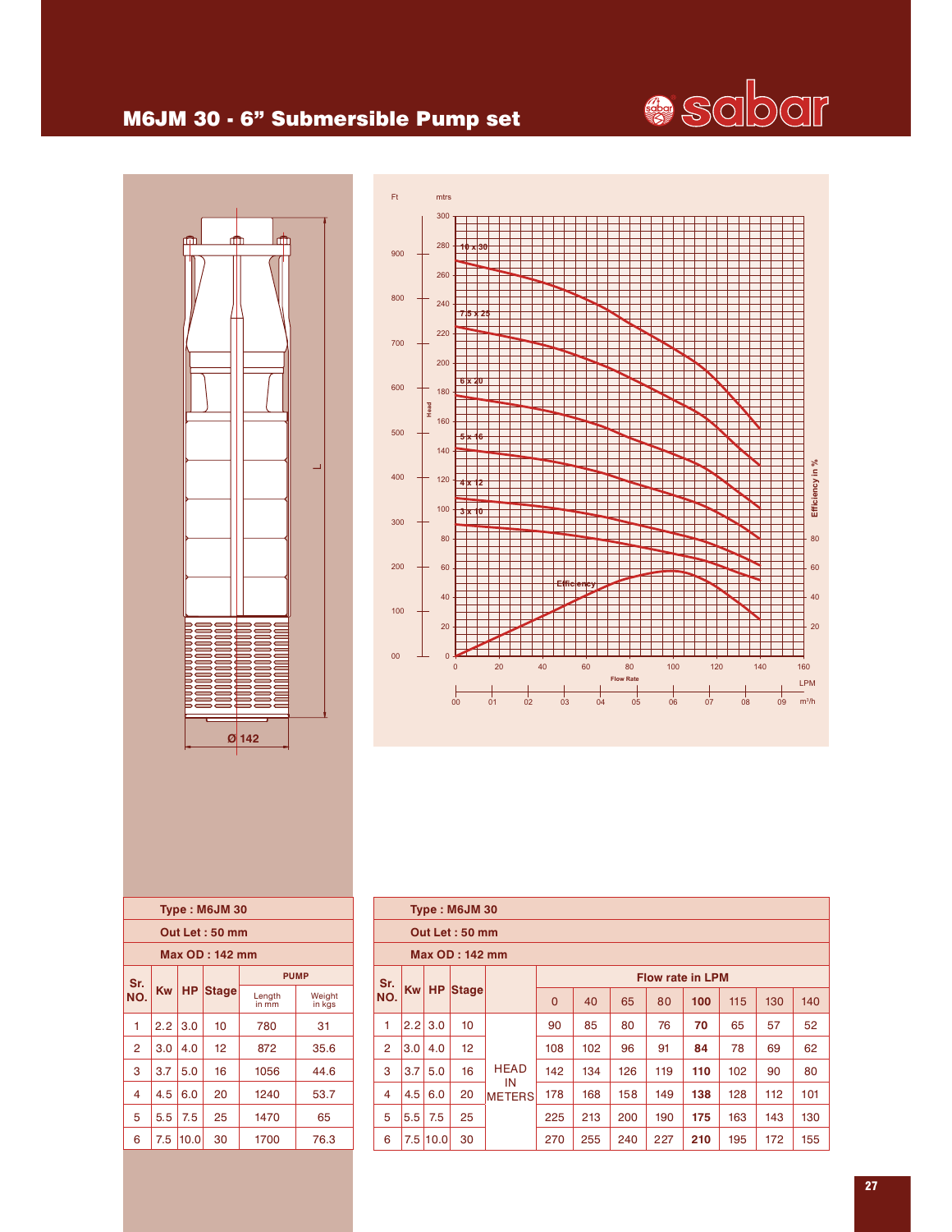# M6JM 30 - 6" Submersible Pump set

| Type : M6JM 30 | | | | | |
|---|---|---|---|---|---|
| Out Let : 50 mm | | | | | |
| Max OD : 142 mm | | | | | |
| Sr. NO. | Kw | HP | Stage | PUMP | |
| | | | | Length in mm | Weight in kgs |
| 1 | 2.2 | 3.0 | 10 | 780 | 31 |
| 2 | 3.0 | 4.0 | 12 | 872 | 35.6 |
| 3 | 3.7 | 5.0 | 16 | 1056 | 44.6 |
| 4 | 4.5 | 6.0 | 20 | 1240 | 53.7 |
| 5 | 5.5 | 7.5 | 25 | 1470 | 65 |
| 6 | 7.5 | 10.0 | 30 | 1700 | 76.3 |

| Type : M6JM 30 | | | | | | | | | | | | |
|---|---|---|---|---|---|---|---|---|---|---|---|---|
| Out Let : 50 mm | | | | | | | | | | | | |
| Max OD : 142 mm | | | | | | | | | | | | |
| Sr. NO. | Kw | HP | Stage | | Flow rate in LPM | | | | | | | |
| | | | | | 0 | 40 | 65 | 80 | **100** | 115 | 130 | 140 |
| 1 | 2.2 | 3.0 | 10 | HEAD IN METERS | 90 | 85 | 80 | 76 | **70** | 65 | 57 | 52 |
| 2 | 3.0 | 4.0 | 12 | | 108 | 102 | 96 | 91 | **84** | 78 | 69 | 62 |
| 3 | 3.7 | 5.0 | 16 | | 142 | 134 | 126 | 119 | **110** | 102 | 90 | 80 |
| 4 | 4.5 | 6.0 | 20 | | 178 | 168 | 158 | 149 | **138** | 128 | 112 | 101 |
| 5 | 5.5 | 7.5 | 25 | | 225 | 213 | 200 | 190 | **175** | 163 | 143 | 130 |
| 6 | 7.5 | 10.0 | 30 | | 270 | 255 | 240 | 227 | **210** | 195 | 172 | 155 |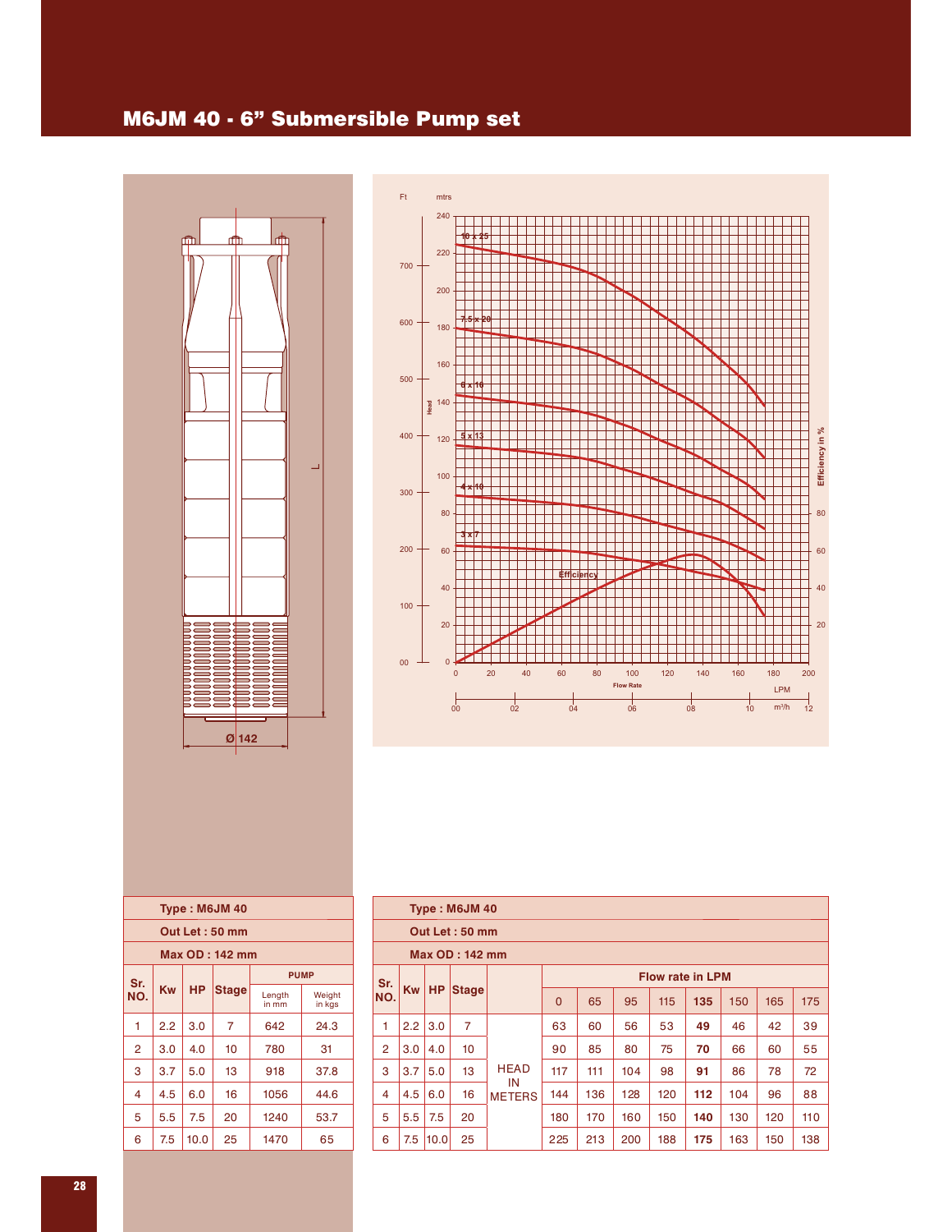# M6JM 40 - 6” Submersible Pump set

| Type : M6JM 40 | | | | | |
|---|---|---|---|---|---|
| Out Let : 50 mm | | | | | |
| Max OD : 142 mm | | | | | |
| Sr. NO. | Kw | HP | Stage | PUMP | |
| | | | | Length in mm | Weight in kgs |
| 1 | 2.2 | 3.0 | 7 | 642 | 24.3 |
| 2 | 3.0 | 4.0 | 10 | 780 | 31 |
| 3 | 3.7 | 5.0 | 13 | 918 | 37.8 |
| 4 | 4.5 | 6.0 | 16 | 1056 | 44.6 |
| 5 | 5.5 | 7.5 | 20 | 1240 | 53.7 |
| 6 | 7.5 | 10.0 | 25 | 1470 | 65 |

| Type : M6JM 40 | | | | | | | | | | | | |
|---|---|---|---|---|---|---|---|---|---|---|---|---|
| Out Let : 50 mm | | | | | | | | | | | | |
| Max OD : 142 mm | | | | | | | | | | | | |
| Sr. NO. | Kw | HP | Stage | | Flow rate in LPM | | | | | | | |
| | | | | | 0 | 65 | 95 | 115 | **135** | 150 | 165 | 175 |
| 1 | 2.2 | 3.0 | 7 | HEAD IN METERS | 63 | 60 | 56 | 53 | **49** | 46 | 42 | 39 |
| 2 | 3.0 | 4.0 | 10 | | 90 | 85 | 80 | 75 | **70** | 66 | 60 | 55 |
| 3 | 3.7 | 5.0 | 13 | | 117 | 111 | 104 | 98 | **91** | 86 | 78 | 72 |
| 4 | 4.5 | 6.0 | 16 | | 144 | 136 | 128 | 120 | **112** | 104 | 96 | 88 |
| 5 | 5.5 | 7.5 | 20 | | 180 | 170 | 160 | 150 | **140** | 130 | 120 | 110 |
| 6 | 7.5 | 10.0 | 25 | | 225 | 213 | 200 | 188 | **175** | 163 | 150 | 138 |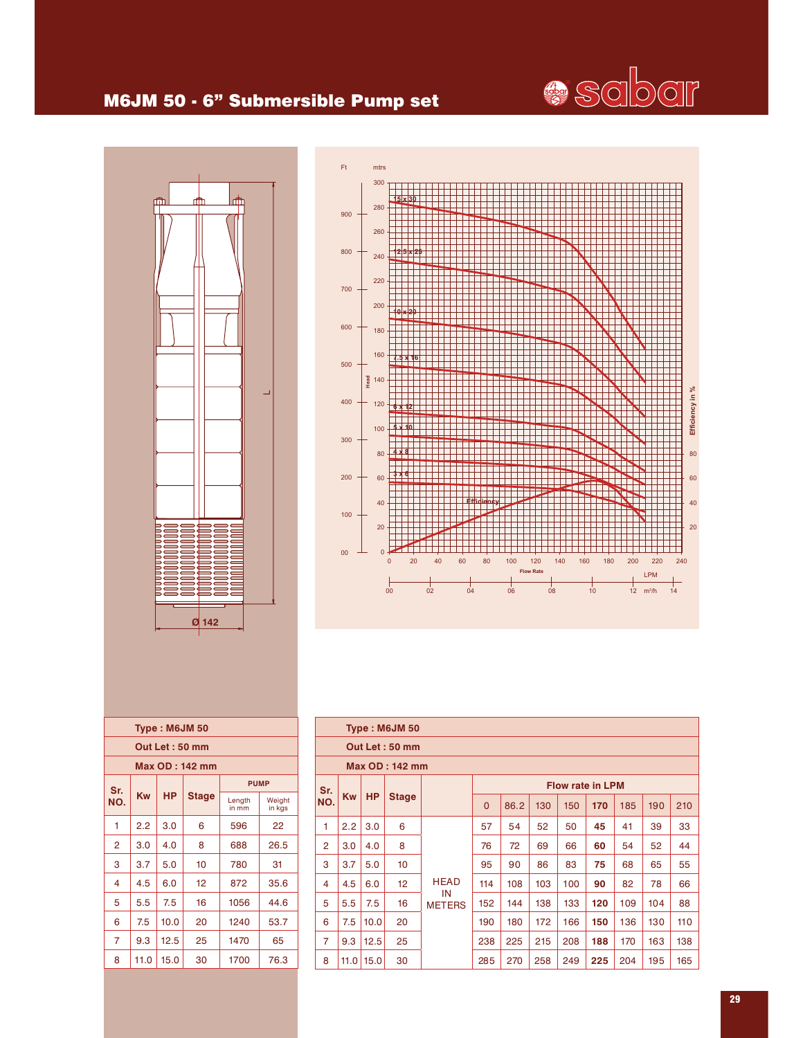# M6JM 50 - 6" Submersible Pump set

| Type : M6JM 50 | | | | | |
|---|---|---|---|---|---|
| Out Let : 50 mm | | | | | |
| Max OD : 142 mm | | | | | |
| Sr. NO. | Kw | HP | Stage | PUMP | |
| | | | | Length in mm | Weight in kgs |
| 1 | 2.2 | 3.0 | 6 | 596 | 22 |
| 2 | 3.0 | 4.0 | 8 | 688 | 26.5 |
| 3 | 3.7 | 5.0 | 10 | 780 | 31 |
| 4 | 4.5 | 6.0 | 12 | 872 | 35.6 |
| 5 | 5.5 | 7.5 | 16 | 1056 | 44.6 |
| 6 | 7.5 | 10.0 | 20 | 1240 | 53.7 |
| 7 | 9.3 | 12.5 | 25 | 1470 | 65 |
| 8 | 11.0 | 15.0 | 30 | 1700 | 76.3 |

| Type : M6JM 50 | | | | | | | | | | | | |
|---|---|---|---|---|---|---|---|---|---|---|---|---|
| Out Let : 50 mm | | | | | | | | | | | | |
| Max OD : 142 mm | | | | | | | | | | | | |
| Sr. NO. | Kw | HP | Stage | | Flow rate in LPM | | | | | | | |
| | | | | | 0 | 86.2 | 130 | 150 | **170** | 185 | 190 | 210 |
| 1 | 2.2 | 3.0 | 6 | HEAD IN METERS | 57 | 54 | 52 | 50 | **45** | 41 | 39 | 33 |
| 2 | 3.0 | 4.0 | 8 | | 76 | 72 | 69 | 66 | **60** | 54 | 52 | 44 |
| 3 | 3.7 | 5.0 | 10 | | 95 | 90 | 86 | 83 | **75** | 68 | 65 | 55 |
| 4 | 4.5 | 6.0 | 12 | | 114 | 108 | 103 | 100 | **90** | 82 | 78 | 66 |
| 5 | 5.5 | 7.5 | 16 | | 152 | 144 | 138 | 133 | **120** | 109 | 104 | 88 |
| 6 | 7.5 | 10.0 | 20 | | 190 | 180 | 172 | 166 | **150** | 136 | 130 | 110 |
| 7 | 9.3 | 12.5 | 25 | | 238 | 225 | 215 | 208 | **188** | 170 | 163 | 138 |
| 8 | 11.0 | 15.0 | 30 | | 285 | 270 | 258 | 249 | **225** | 204 | 195 | 165 |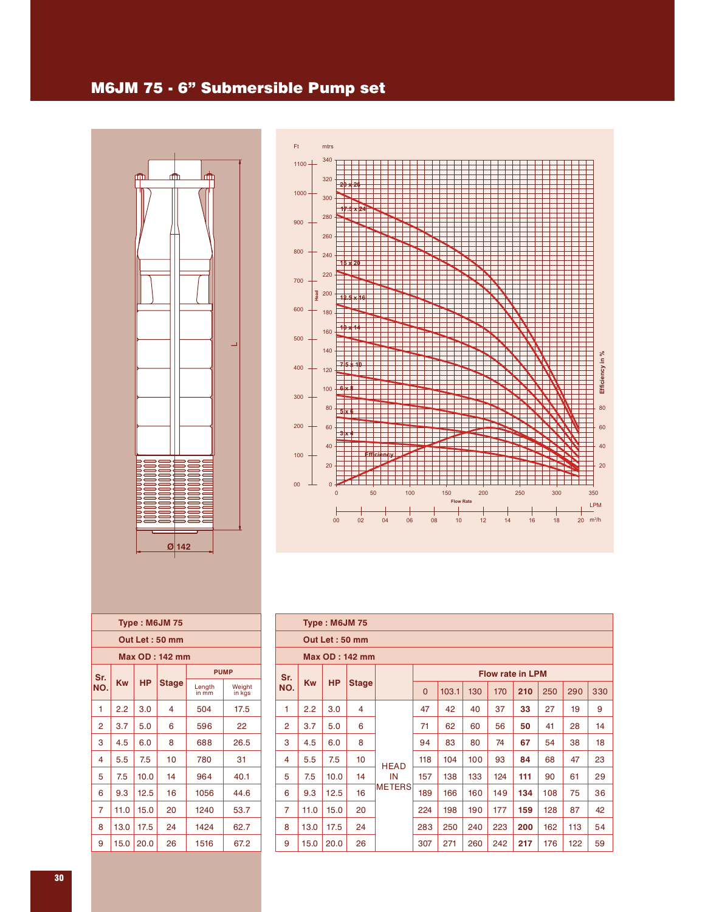# M6JM 75 - 6" Submersible Pump set

| Type : M6JM 75 | | | | | |
|---|---|---|---|---|---|
| Out Let : 50 mm | | | | | |
| Max OD : 142 mm | | | | | |
| Sr. NO. | Kw | HP | Stage | PUMP | |
| | | | | Length in mm | Weight in kgs |
| 1 | 2.2 | 3.0 | 4 | 504 | 17.5 |
| 2 | 3.7 | 5.0 | 6 | 596 | 22 |
| 3 | 4.5 | 6.0 | 8 | 688 | 26.5 |
| 4 | 5.5 | 7.5 | 10 | 780 | 31 |
| 5 | 7.5 | 10.0 | 14 | 964 | 40.1 |
| 6 | 9.3 | 12.5 | 16 | 1056 | 44.6 |
| 7 | 11.0 | 15.0 | 20 | 1240 | 53.7 |
| 8 | 13.0 | 17.5 | 24 | 1424 | 62.7 |
| 9 | 15.0 | 20.0 | 26 | 1516 | 67.2 |

| Type : M6JM 75 | | | | | | | | | | | | |
|---|---|---|---|---|---|---|---|---|---|---|---|---|
| Out Let : 50 mm | | | | | | | | | | | | |
| Max OD : 142 mm | | | | | | | | | | | | |
| Sr. NO. | Kw | HP | Stage | | Flow rate in LPM | | | | | | | |
| | | | | | 0 | 103.1 | 130 | 170 | **210** | 250 | 290 | 330 |
| 1 | 2.2 | 3.0 | 4 | HEAD IN METERS | 47 | 42 | 40 | 37 | **33** | 27 | 19 | 9 |
| 2 | 3.7 | 5.0 | 6 | | 71 | 62 | 60 | 56 | **50** | 41 | 28 | 14 |
| 3 | 4.5 | 6.0 | 8 | | 94 | 83 | 80 | 74 | **67** | 54 | 38 | 18 |
| 4 | 5.5 | 7.5 | 10 | | 118 | 104 | 100 | 93 | **84** | 68 | 47 | 23 |
| 5 | 7.5 | 10.0 | 14 | | 157 | 138 | 133 | 124 | **111** | 90 | 61 | 29 |
| 6 | 9.3 | 12.5 | 16 | | 189 | 166 | 160 | 149 | **134** | 108 | 75 | 36 |
| 7 | 11.0 | 15.0 | 20 | | 224 | 198 | 190 | 177 | **159** | 128 | 87 | 42 |
| 8 | 13.0 | 17.5 | 24 | | 283 | 250 | 240 | 223 | **200** | 162 | 113 | 54 |
| 9 | 15.0 | 20.0 | 26 | | 307 | 271 | 260 | 242 | **217** | 176 | 122 | 59 |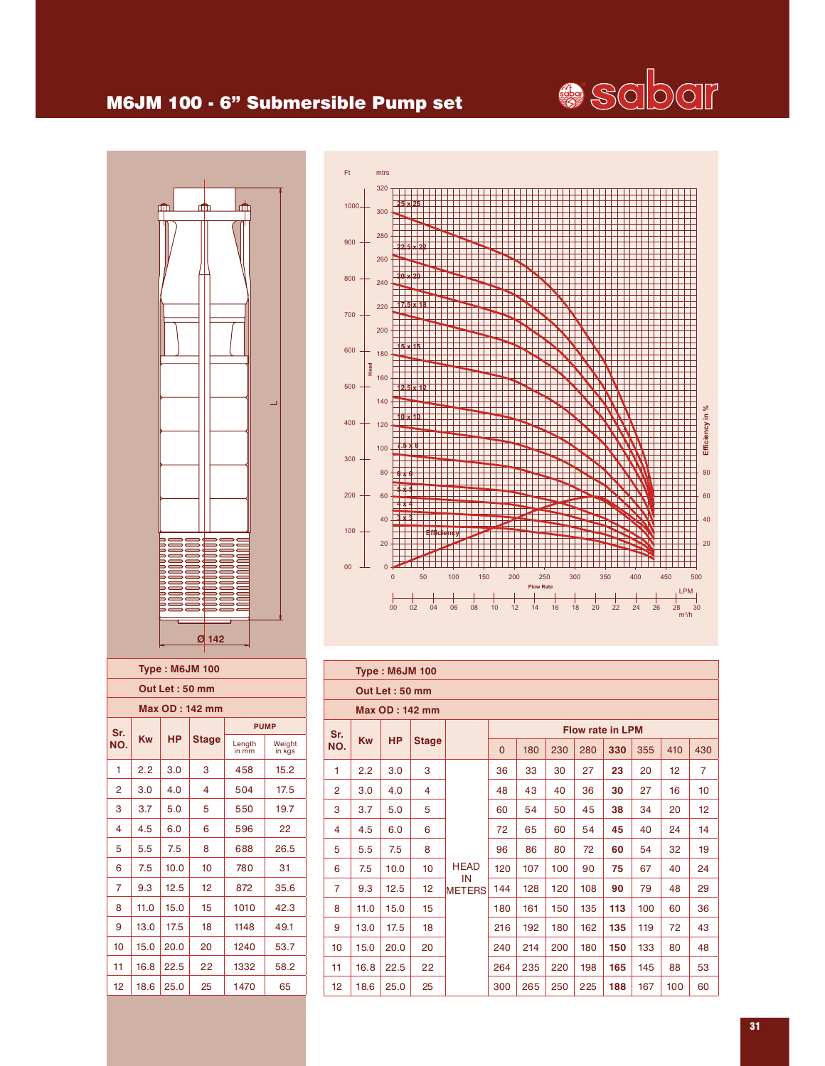# M6JM 100 - 6" Submersible Pump set

**Type : M6JM 100**

**Out Let : 50 mm**

**Max OD : 142 mm**

| Sr. NO. | Kw | HP | Stage | PUMP Length in mm | Weight in kgs |
|---|---|---|---|---|---|
| 1 | 2.2 | 3.0 | 3 | 458 | 15.2 |
| 2 | 3.0 | 4.0 | 4 | 504 | 17.5 |
| 3 | 3.7 | 5.0 | 5 | 550 | 19.7 |
| 4 | 4.5 | 6.0 | 6 | 596 | 22 |
| 5 | 5.5 | 7.5 | 8 | 688 | 26.5 |
| 6 | 7.5 | 10.0 | 10 | 780 | 31 |
| 7 | 9.3 | 12.5 | 12 | 872 | 35.6 |
| 8 | 11.0 | 15.0 | 15 | 1010 | 42.3 |
| 9 | 13.0 | 17.5 | 18 | 1148 | 49.1 |
| 10 | 15.0 | 20.0 | 20 | 1240 | 53.7 |
| 11 | 16.8 | 22.5 | 22 | 1332 | 58.2 |
| 12 | 18.6 | 25.0 | 25 | 1470 | 65 |

**Type : M6JM 100**

**Out Let : 50 mm**

**Max OD : 142 mm**

| Sr. NO. | Kw | HP | Stage | | Flow rate in LPM | | | | | | | |
|---|---|---|---|---|---|---|---|---|---|---|---|---|
| | | | | | 0 | 180 | 230 | 280 | **330** | 355 | 410 | 430 |
| 1 | 2.2 | 3.0 | 3 | HEAD IN METERS | 36 | 33 | 30 | 27 | **23** | 20 | 12 | 7 |
| 2 | 3.0 | 4.0 | 4 | | 48 | 43 | 40 | 36 | **30** | 27 | 16 | 10 |
| 3 | 3.7 | 5.0 | 5 | | 60 | 54 | 50 | 45 | **38** | 34 | 20 | 12 |
| 4 | 4.5 | 6.0 | 6 | | 72 | 65 | 60 | 54 | **45** | 40 | 24 | 14 |
| 5 | 5.5 | 7.5 | 8 | | 96 | 86 | 80 | 72 | **60** | 54 | 32 | 19 |
| 6 | 7.5 | 10.0 | 10 | | 120 | 107 | 100 | 90 | **75** | 67 | 40 | 24 |
| 7 | 9.3 | 12.5 | 12 | | 144 | 128 | 120 | 108 | **90** | 79 | 48 | 29 |
| 8 | 11.0 | 15.0 | 15 | | 180 | 161 | 150 | 135 | **113** | 100 | 60 | 36 |
| 9 | 13.0 | 17.5 | 18 | | 216 | 192 | 180 | 162 | **135** | 119 | 72 | 43 |
| 10 | 15.0 | 20.0 | 20 | | 240 | 214 | 200 | 180 | **150** | 133 | 80 | 48 |
| 11 | 16.8 | 22.5 | 22 | | 264 | 235 | 220 | 198 | **165** | 145 | 88 | 53 |
| 12 | 18.6 | 25.0 | 25 | | 300 | 265 | 250 | 225 | **188** | 167 | 100 | 60 |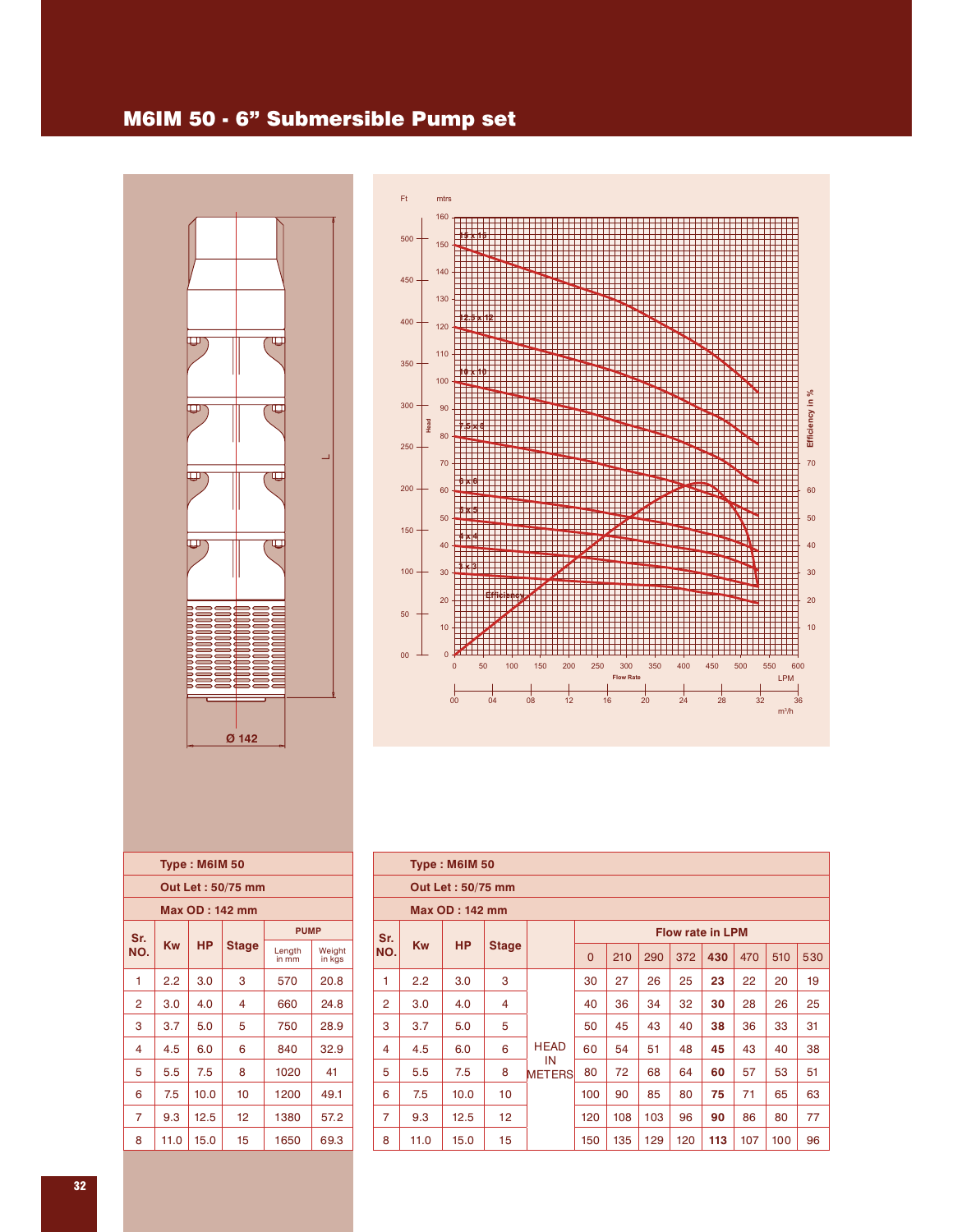# M6IM 50 - 6" Submersible Pump set

| Type : M6IM 50 | | | | | |
|---|---|---|---|---|---|
| Out Let : 50/75 mm | | | | | |
| Max OD : 142 mm | | | | | |
| Sr. NO. | Kw | HP | Stage | PUMP | |
| | | | | Length in mm | Weight in kgs |
| 1 | 2.2 | 3.0 | 3 | 570 | 20.8 |
| 2 | 3.0 | 4.0 | 4 | 660 | 24.8 |
| 3 | 3.7 | 5.0 | 5 | 750 | 28.9 |
| 4 | 4.5 | 6.0 | 6 | 840 | 32.9 |
| 5 | 5.5 | 7.5 | 8 | 1020 | 41 |
| 6 | 7.5 | 10.0 | 10 | 1200 | 49.1 |
| 7 | 9.3 | 12.5 | 12 | 1380 | 57.2 |
| 8 | 11.0 | 15.0 | 15 | 1650 | 69.3 |

| Type : M6IM 50 | | | | | | | | | | | | |
|---|---|---|---|---|---|---|---|---|---|---|---|---|
| Out Let : 50/75 mm | | | | | | | | | | | | |
| Max OD : 142 mm | | | | | | | | | | | | |
| Sr. NO. | Kw | HP | Stage | | Flow rate in LPM | | | | | | | |
| | | | | | 0 | 210 | 290 | 372 | **430** | 470 | 510 | 530 |
| 1 | 2.2 | 3.0 | 3 | HEAD IN METERS | 30 | 27 | 26 | 25 | **23** | 22 | 20 | 19 |
| 2 | 3.0 | 4.0 | 4 | | 40 | 36 | 34 | 32 | **30** | 28 | 26 | 25 |
| 3 | 3.7 | 5.0 | 5 | | 50 | 45 | 43 | 40 | **38** | 36 | 33 | 31 |
| 4 | 4.5 | 6.0 | 6 | | 60 | 54 | 51 | 48 | **45** | 43 | 40 | 38 |
| 5 | 5.5 | 7.5 | 8 | | 80 | 72 | 68 | 64 | **60** | 57 | 53 | 51 |
| 6 | 7.5 | 10.0 | 10 | | 100 | 90 | 85 | 80 | **75** | 71 | 65 | 63 |
| 7 | 9.3 | 12.5 | 12 | | 120 | 108 | 103 | 96 | **90** | 86 | 80 | 77 |
| 8 | 11.0 | 15.0 | 15 | | 150 | 135 | 129 | 120 | **113** | 107 | 100 | 96 |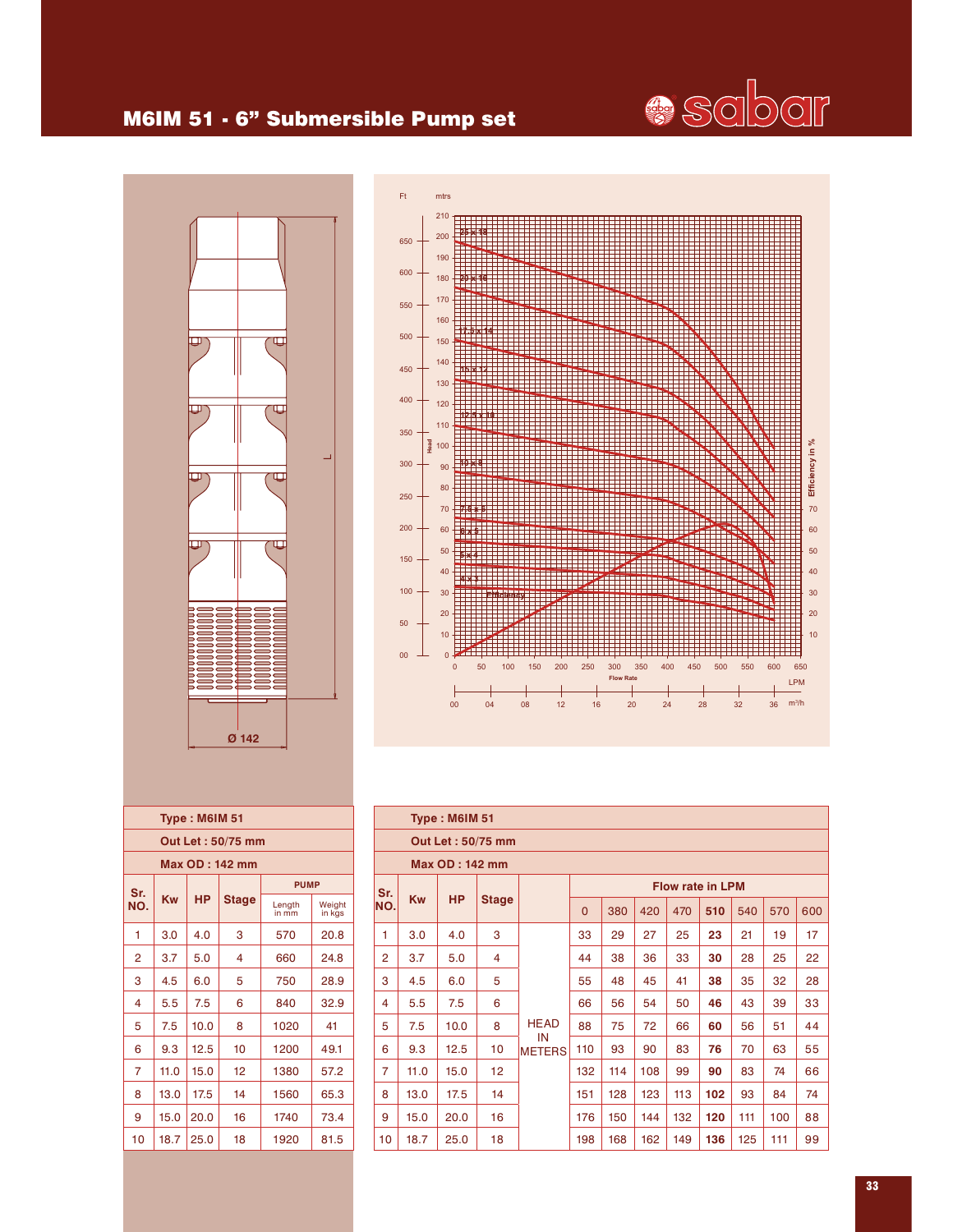# M6IM 51 - 6" Submersible Pump set

sabar

| Sr. NO. | Kw | HP | Stage | PUMP Length in mm | PUMP Weight in kgs |
|---|---|---|---|---|---|
| | **Type : M6IM 51** | | | | |
| | **Out Let : 50/75 mm** | | | | |
| | **Max OD : 142 mm** | | | | |
| 1 | 3.0 | 4.0 | 3 | 570 | 20.8 |
| 2 | 3.7 | 5.0 | 4 | 660 | 24.8 |
| 3 | 4.5 | 6.0 | 5 | 750 | 28.9 |
| 4 | 5.5 | 7.5 | 6 | 840 | 32.9 |
| 5 | 7.5 | 10.0 | 8 | 1020 | 41 |
| 6 | 9.3 | 12.5 | 10 | 1200 | 49.1 |
| 7 | 11.0 | 15.0 | 12 | 1380 | 57.2 |
| 8 | 13.0 | 17.5 | 14 | 1560 | 65.3 |
| 9 | 15.0 | 20.0 | 16 | 1740 | 73.4 |
| 10 | 18.7 | 25.0 | 18 | 1920 | 81.5 |

**Type : M6IM 51**
**Out Let : 50/75 mm**
**Max OD : 142 mm**

| Sr. NO. | Kw | HP | Stage | | Flow rate in LPM 0 | 380 | 420 | 470 | **510** | 540 | 570 | 600 |
|---|---|---|---|---|---|---|---|---|---|---|---|---|
| 1 | 3.0 | 4.0 | 3 | HEAD IN METERS | 33 | 29 | 27 | 25 | **23** | 21 | 19 | 17 |
| 2 | 3.7 | 5.0 | 4 | | 44 | 38 | 36 | 33 | **30** | 28 | 25 | 22 |
| 3 | 4.5 | 6.0 | 5 | | 55 | 48 | 45 | 41 | **38** | 35 | 32 | 28 |
| 4 | 5.5 | 7.5 | 6 | | 66 | 56 | 54 | 50 | **46** | 43 | 39 | 33 |
| 5 | 7.5 | 10.0 | 8 | | 88 | 75 | 72 | 66 | **60** | 56 | 51 | 44 |
| 6 | 9.3 | 12.5 | 10 | | 110 | 93 | 90 | 83 | **76** | 70 | 63 | 55 |
| 7 | 11.0 | 15.0 | 12 | | 132 | 114 | 108 | 99 | **90** | 83 | 74 | 66 |
| 8 | 13.0 | 17.5 | 14 | | 151 | 128 | 123 | 113 | **102** | 93 | 84 | 74 |
| 9 | 15.0 | 20.0 | 16 | | 176 | 150 | 144 | 132 | **120** | 111 | 100 | 88 |
| 10 | 18.7 | 25.0 | 18 | | 198 | 168 | 162 | 149 | **136** | 125 | 111 | 99 |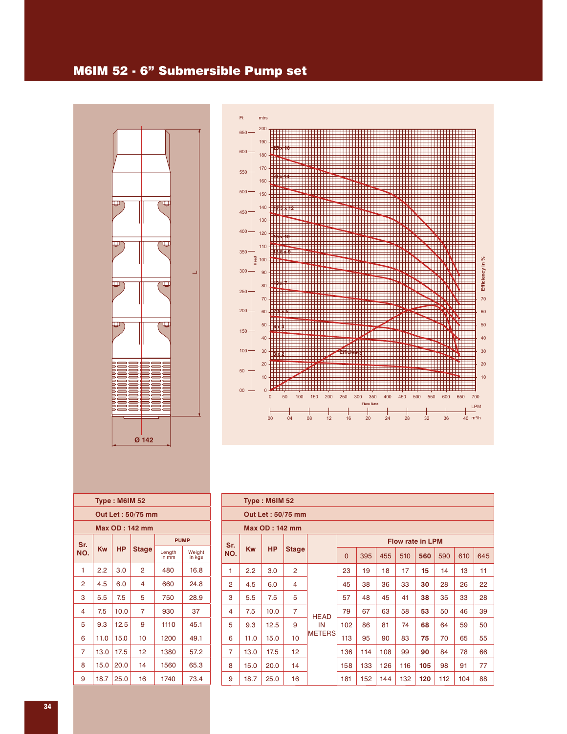# M6IM 52 - 6" Submersible Pump set

| Type : M6IM 52 | | | | | |
|---|---|---|---|---|---|
| **Out Let : 50/75 mm** | | | | | |
| **Max OD : 142 mm** | | | | | |
| Sr. NO. | Kw | HP | Stage | PUMP | |
| | | | | Length in mm | Weight in kgs |
| 1 | 2.2 | 3.0 | 2 | 480 | 16.8 |
| 2 | 4.5 | 6.0 | 4 | 660 | 24.8 |
| 3 | 5.5 | 7.5 | 5 | 750 | 28.9 |
| 4 | 7.5 | 10.0 | 7 | 930 | 37 |
| 5 | 9.3 | 12.5 | 9 | 1110 | 45.1 |
| 6 | 11.0 | 15.0 | 10 | 1200 | 49.1 |
| 7 | 13.0 | 17.5 | 12 | 1380 | 57.2 |
| 8 | 15.0 | 20.0 | 14 | 1560 | 65.3 |
| 9 | 18.7 | 25.0 | 16 | 1740 | 73.4 |

| Type : M6IM 52 | | | | | | | | | | | | |
|---|---|---|---|---|---|---|---|---|---|---|---|---|
| **Out Let : 50/75 mm** | | | | | | | | | | | | |
| **Max OD : 142 mm** | | | | | | | | | | | | |
| Sr. NO. | Kw | HP | Stage | | Flow rate in LPM | | | | | | | |
| | | | | | 0 | 395 | 455 | 510 | **560** | 590 | 610 | 645 |
| 1 | 2.2 | 3.0 | 2 | HEAD IN METERS | 23 | 19 | 18 | 17 | **15** | 14 | 13 | 11 |
| 2 | 4.5 | 6.0 | 4 | | 45 | 38 | 36 | 33 | **30** | 28 | 26 | 22 |
| 3 | 5.5 | 7.5 | 5 | | 57 | 48 | 45 | 41 | **38** | 35 | 33 | 28 |
| 4 | 7.5 | 10.0 | 7 | | 79 | 67 | 63 | 58 | **53** | 50 | 46 | 39 |
| 5 | 9.3 | 12.5 | 9 | | 102 | 86 | 81 | 74 | **68** | 64 | 59 | 50 |
| 6 | 11.0 | 15.0 | 10 | | 113 | 95 | 90 | 83 | **75** | 70 | 65 | 55 |
| 7 | 13.0 | 17.5 | 12 | | 136 | 114 | 108 | 99 | **90** | 84 | 78 | 66 |
| 8 | 15.0 | 20.0 | 14 | | 158 | 133 | 126 | 116 | **105** | 98 | 91 | 77 |
| 9 | 18.7 | 25.0 | 16 | | 181 | 152 | 144 | 132 | **120** | 112 | 104 | 88 |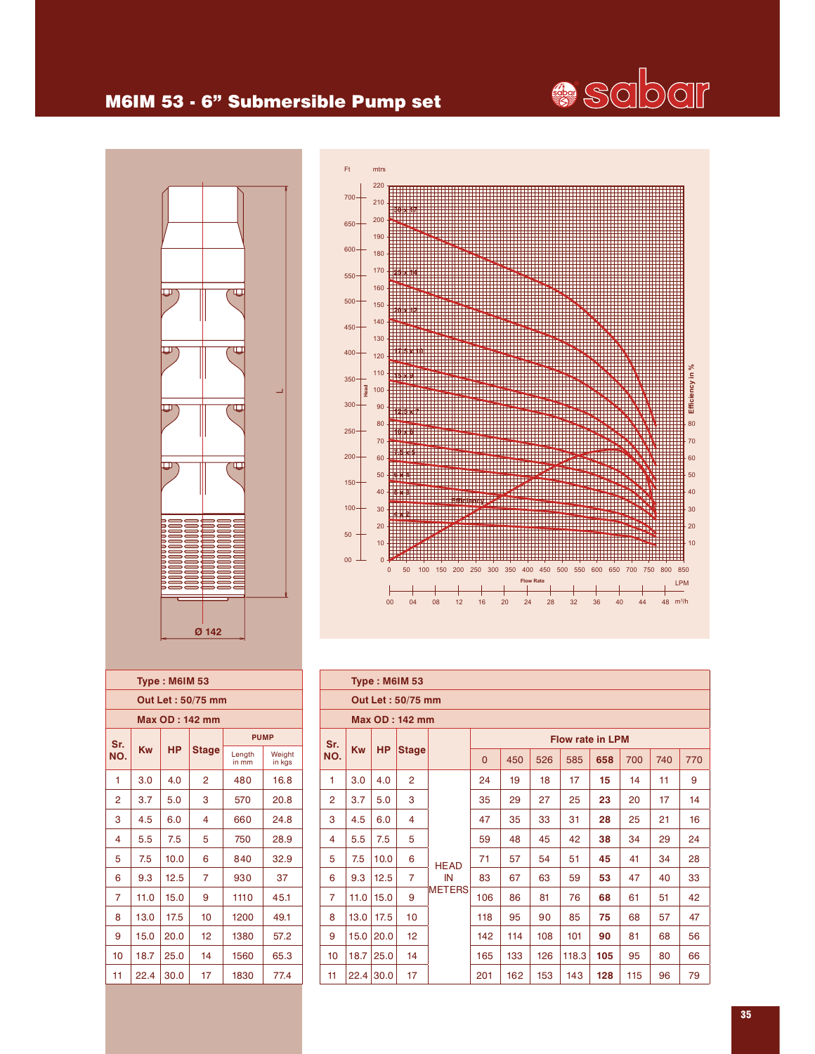# M6IM 53 - 6" Submersible Pump set

sabar

Ø 142

| Sr. NO. | Kw | HP | Stage | PUMP | |
|---|---|---|---|---|---|
| | | | | Length in mm | Weight in kgs |
| 1 | 3.0 | 4.0 | 2 | 480 | 16.8 |
| 2 | 3.7 | 5.0 | 3 | 570 | 20.8 |
| 3 | 4.5 | 6.0 | 4 | 660 | 24.8 |
| 4 | 5.5 | 7.5 | 5 | 750 | 28.9 |
| 5 | 7.5 | 10.0 | 6 | 840 | 32.9 |
| 6 | 9.3 | 12.5 | 7 | 930 | 37 |
| 7 | 11.0 | 15.0 | 9 | 1110 | 45.1 |
| 8 | 13.0 | 17.5 | 10 | 1200 | 49.1 |
| 9 | 15.0 | 20.0 | 12 | 1380 | 57.2 |
| 10 | 18.7 | 25.0 | 14 | 1560 | 65.3 |
| 11 | 22.4 | 30.0 | 17 | 1830 | 77.4 |

Type : M6IM 53
Out Let : 50/75 mm
Max OD : 142 mm

| Sr. NO. | Kw | HP | Stage | | Flow rate in LPM | | | | | | | |
|---|---|---|---|---|---|---|---|---|---|---|---|---|
| | | | | | 0 | 450 | 526 | 585 | **658** | 700 | 740 | 770 |
| 1 | 3.0 | 4.0 | 2 | HEAD IN METERS | 24 | 19 | 18 | 17 | **15** | 14 | 11 | 9 |
| 2 | 3.7 | 5.0 | 3 | | 35 | 29 | 27 | 25 | **23** | 20 | 17 | 14 |
| 3 | 4.5 | 6.0 | 4 | | 47 | 35 | 33 | 31 | **28** | 25 | 21 | 16 |
| 4 | 5.5 | 7.5 | 5 | | 59 | 48 | 45 | 42 | **38** | 34 | 29 | 24 |
| 5 | 7.5 | 10.0 | 6 | | 71 | 57 | 54 | 51 | **45** | 41 | 34 | 28 |
| 6 | 9.3 | 12.5 | 7 | | 83 | 67 | 63 | 59 | **53** | 47 | 40 | 33 |
| 7 | 11.0 | 15.0 | 9 | | 106 | 86 | 81 | 76 | **68** | 61 | 51 | 42 |
| 8 | 13.0 | 17.5 | 10 | | 118 | 95 | 90 | 85 | **75** | 68 | 57 | 47 |
| 9 | 15.0 | 20.0 | 12 | | 142 | 114 | 108 | 101 | **90** | 81 | 68 | 56 |
| 10 | 18.7 | 25.0 | 14 | | 165 | 133 | 126 | 118.3 | **105** | 95 | 80 | 66 |
| 11 | 22.4 | 30.0 | 17 | | 201 | 162 | 153 | 143 | **128** | 115 | 96 | 79 |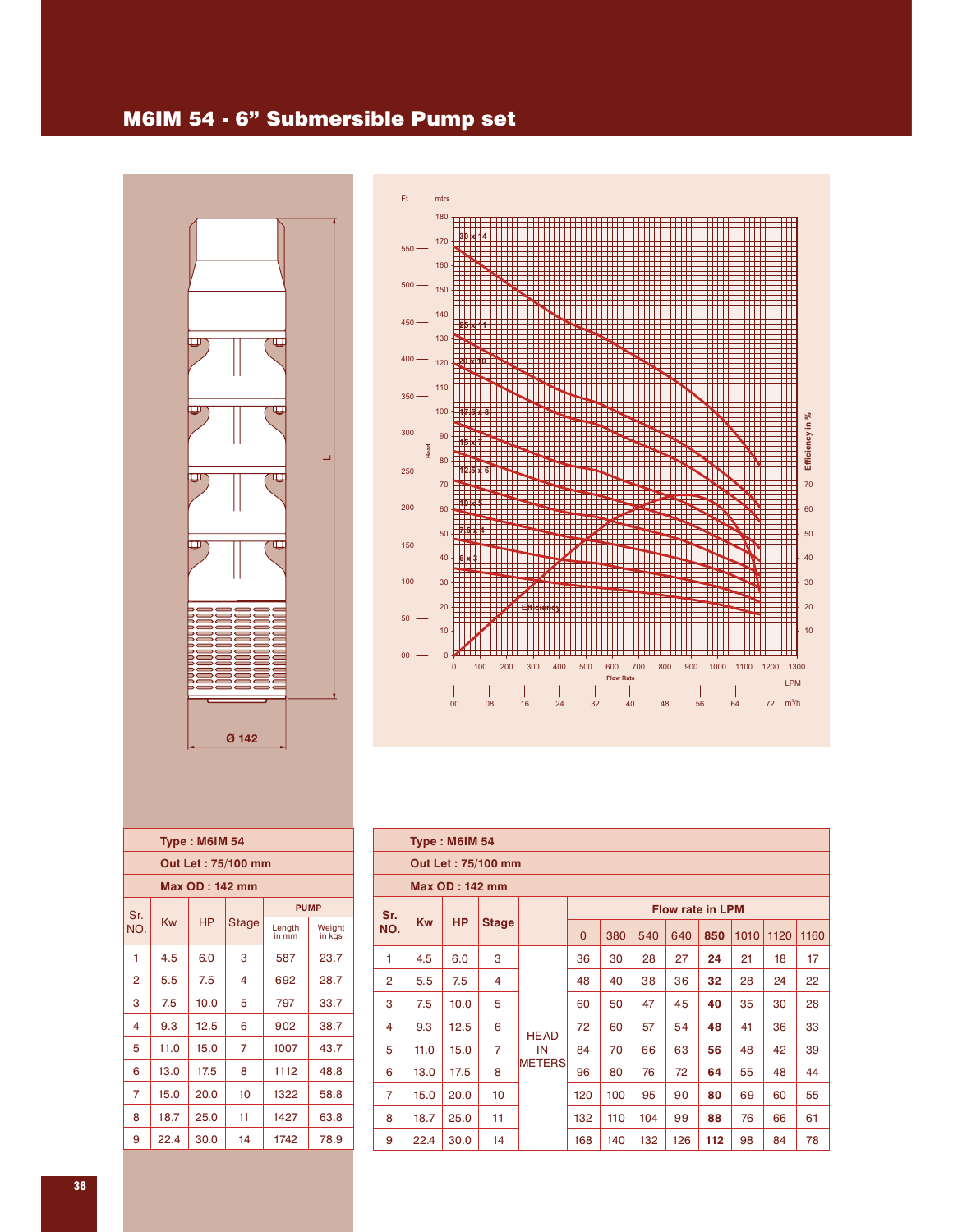# M6IM 54 - 6" Submersible Pump set

| Type : M6IM 54 | | | | | |
|---|---|---|---|---|---|
| Out Let : 75/100 mm | | | | | |
| Max OD : 142 mm | | | | | |
| Sr. NO. | Kw | HP | Stage | PUMP | |
| | | | | Length in mm | Weight in kgs |
| 1 | 4.5 | 6.0 | 3 | 587 | 23.7 |
| 2 | 5.5 | 7.5 | 4 | 692 | 28.7 |
| 3 | 7.5 | 10.0 | 5 | 797 | 33.7 |
| 4 | 9.3 | 12.5 | 6 | 902 | 38.7 |
| 5 | 11.0 | 15.0 | 7 | 1007 | 43.7 |
| 6 | 13.0 | 17.5 | 8 | 1112 | 48.8 |
| 7 | 15.0 | 20.0 | 10 | 1322 | 58.8 |
| 8 | 18.7 | 25.0 | 11 | 1427 | 63.8 |
| 9 | 22.4 | 30.0 | 14 | 1742 | 78.9 |

| Type : M6IM 54 | | | | | | | | | | | | |
|---|---|---|---|---|---|---|---|---|---|---|---|---|
| Out Let : 75/100 mm | | | | | | | | | | | | |
| Max OD : 142 mm | | | | | | | | | | | | |
| Sr. NO. | Kw | HP | Stage | | Flow rate in LPM | | | | | | | |
| | | | | | 0 | 380 | 540 | 640 | **850** | 1010 | 1120 | 1160 |
| 1 | 4.5 | 6.0 | 3 | HEAD IN METERS | 36 | 30 | 28 | 27 | **24** | 21 | 18 | 17 |
| 2 | 5.5 | 7.5 | 4 | | 48 | 40 | 38 | 36 | **32** | 28 | 24 | 22 |
| 3 | 7.5 | 10.0 | 5 | | 60 | 50 | 47 | 45 | **40** | 35 | 30 | 28 |
| 4 | 9.3 | 12.5 | 6 | | 72 | 60 | 57 | 54 | **48** | 41 | 36 | 33 |
| 5 | 11.0 | 15.0 | 7 | | 84 | 70 | 66 | 63 | **56** | 48 | 42 | 39 |
| 6 | 13.0 | 17.5 | 8 | | 96 | 80 | 76 | 72 | **64** | 55 | 48 | 44 |
| 7 | 15.0 | 20.0 | 10 | | 120 | 100 | 95 | 90 | **80** | 69 | 60 | 55 |
| 8 | 18.7 | 25.0 | 11 | | 132 | 110 | 104 | 99 | **88** | 76 | 66 | 61 |
| 9 | 22.4 | 30.0 | 14 | | 168 | 140 | 132 | 126 | **112** | 98 | 84 | 78 |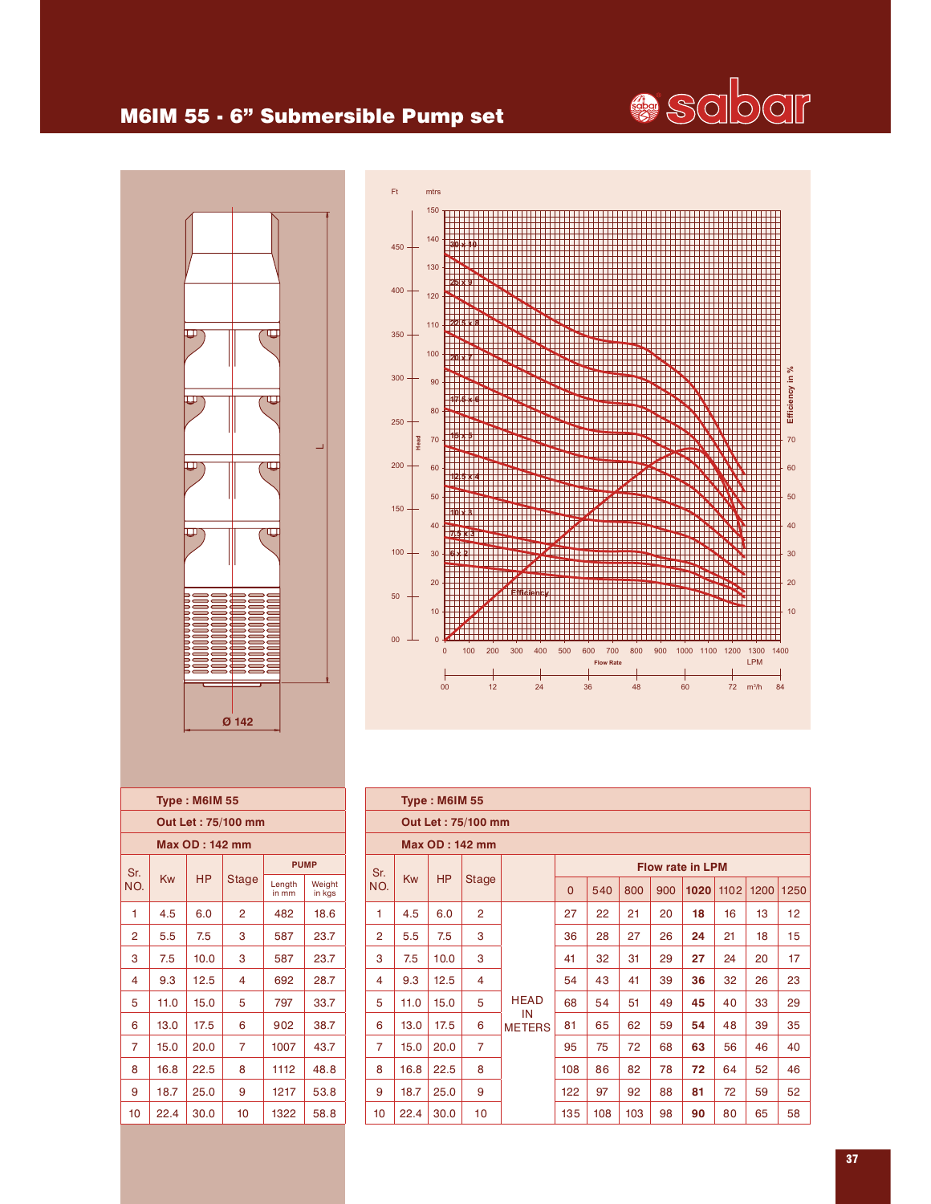# M6IM 55 - 6” Submersible Pump set

sabar

L

Ø 142

Ft

mtrs

Head

450
400
350
300
250
200
150
100
50
00

150
140
130
120
110
100
90
80
70
60
50
40
30
20
10
0

30 x 10
25 x 9
22.5 x 8
20 x 7
17.5 x 6
15 x 5
12.5 x 4
10 x 3
7.5 x 3
6 x 2

Efficiency

Efficiency in %

70
60
50
40
30
20
10

0 100 200 300 400 500 600 700 800 900 1000 1100 1200 1300 1400
LPM
Flow Rate

00 12 24 36 48 60 72 m³/h 84

| Type : M6IM 55 | | | | | |
|---|---|---|---|---|---|
| Out Let : 75/100 mm | | | | | |
| Max OD : 142 mm | | | | | |
| Sr. NO. | Kw | HP | Stage | PUMP | |
| | | | | Length in mm | Weight in kgs |
| 1 | 4.5 | 6.0 | 2 | 482 | 18.6 |
| 2 | 5.5 | 7.5 | 3 | 587 | 23.7 |
| 3 | 7.5 | 10.0 | 3 | 587 | 23.7 |
| 4 | 9.3 | 12.5 | 4 | 692 | 28.7 |
| 5 | 11.0 | 15.0 | 5 | 797 | 33.7 |
| 6 | 13.0 | 17.5 | 6 | 902 | 38.7 |
| 7 | 15.0 | 20.0 | 7 | 1007 | 43.7 |
| 8 | 16.8 | 22.5 | 8 | 1112 | 48.8 |
| 9 | 18.7 | 25.0 | 9 | 1217 | 53.8 |
| 10 | 22.4 | 30.0 | 10 | 1322 | 58.8 |

| Type : M6IM 55 | | | | | | | | | | | | |
|---|---|---|---|---|---|---|---|---|---|---|---|---|
| Out Let : 75/100 mm | | | | | | | | | | | | |
| Max OD : 142 mm | | | | | | | | | | | | |
| Sr. NO. | Kw | HP | Stage | | Flow rate in LPM | | | | | | | |
| | | | | | 0 | 540 | 800 | 900 | **1020** | 1102 | 1200 | 1250 |
| 1 | 4.5 | 6.0 | 2 | HEAD IN METERS | 27 | 22 | 21 | 20 | **18** | 16 | 13 | 12 |
| 2 | 5.5 | 7.5 | 3 | | 36 | 28 | 27 | 26 | **24** | 21 | 18 | 15 |
| 3 | 7.5 | 10.0 | 3 | | 41 | 32 | 31 | 29 | **27** | 24 | 20 | 17 |
| 4 | 9.3 | 12.5 | 4 | | 54 | 43 | 41 | 39 | **36** | 32 | 26 | 23 |
| 5 | 11.0 | 15.0 | 5 | | 68 | 54 | 51 | 49 | **45** | 40 | 33 | 29 |
| 6 | 13.0 | 17.5 | 6 | | 81 | 65 | 62 | 59 | **54** | 48 | 39 | 35 |
| 7 | 15.0 | 20.0 | 7 | | 95 | 75 | 72 | 68 | **63** | 56 | 46 | 40 |
| 8 | 16.8 | 22.5 | 8 | | 108 | 86 | 82 | 78 | **72** | 64 | 52 | 46 |
| 9 | 18.7 | 25.0 | 9 | | 122 | 97 | 92 | 88 | **81** | 72 | 59 | 52 |
| 10 | 22.4 | 30.0 | 10 | | 135 | 108 | 103 | 98 | **90** | 80 | 65 | 58 |